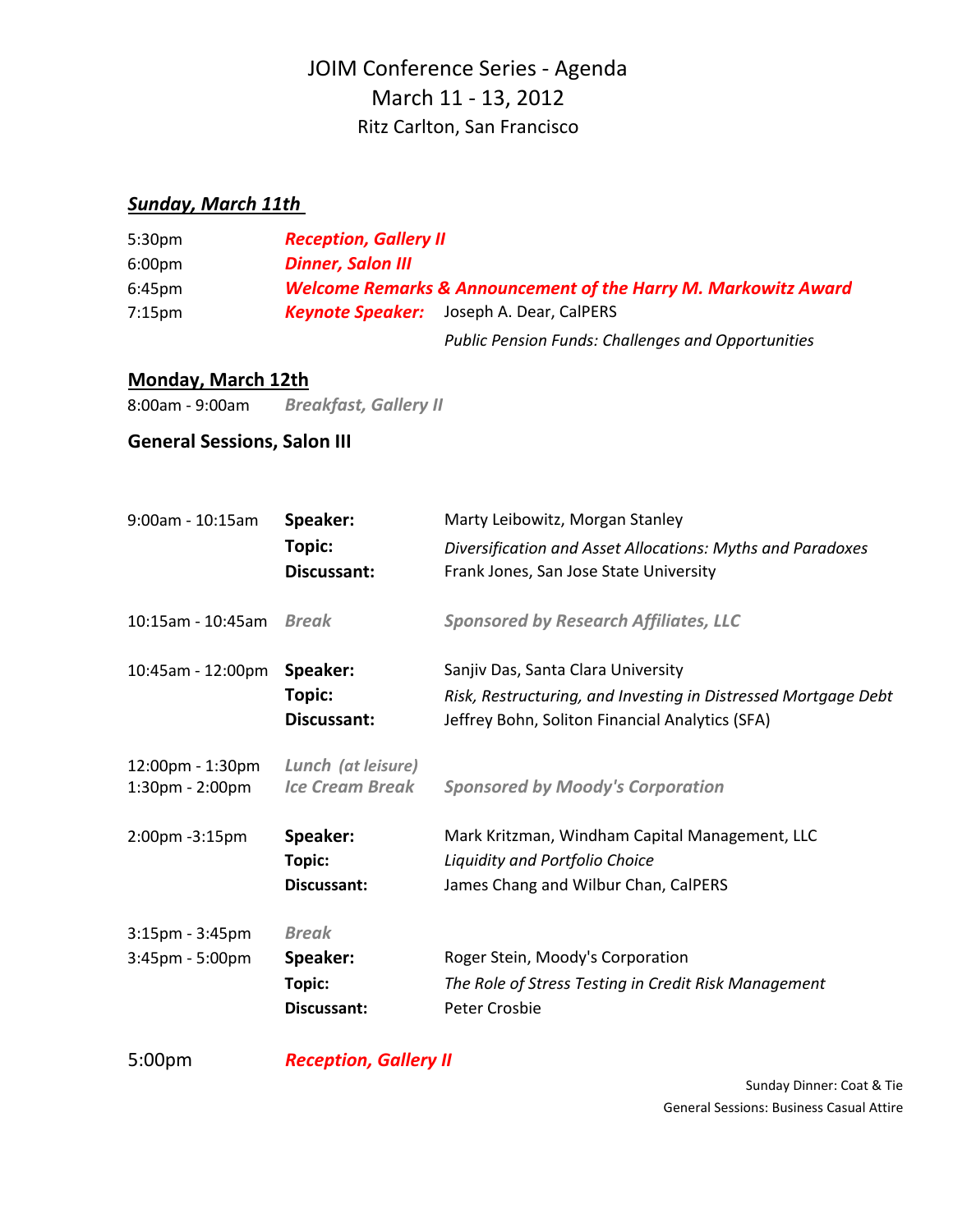# JOIM Conference Series - Agenda

March 11 - 13, 2012

Ritz Carlton, San Francisco

## ***Sunday, March 11th***

| | | |
|---|---|---|
| 5:30pm | ***Reception, Gallery II*** | |
| 6:00pm | ***Dinner, Salon III*** | |
| 6:45pm | ***Welcome Remarks & Announcement of the Harry M. Markowitz Award*** | |
| 7:15pm | ***Keynote Speaker:*** | Joseph A. Dear, CalPERS |
| | | *Public Pension Funds: Challenges and Opportunities* |

## Monday, March 12th

8:00am - 9:00am ***Breakfast, Gallery II***

### General Sessions, Salon III

| | | |
|---|---|---|
| 9:00am - 10:15am | **Speaker:** | Marty Leibowitz, Morgan Stanley |
| | **Topic:** | *Diversification and Asset Allocations: Myths and Paradoxes* |
| | **Discussant:** | Frank Jones, San Jose State University |
| 10:15am - 10:45am | ***Break*** | ***Sponsored by Research Affiliates, LLC*** |
| 10:45am - 12:00pm | **Speaker:** | Sanjiv Das, Santa Clara University |
| | **Topic:** | *Risk, Restructuring, and Investing in Distressed Mortgage Debt* |
| | **Discussant:** | Jeffrey Bohn, Soliton Financial Analytics (SFA) |
| 12:00pm - 1:30pm | ***Lunch (at leisure)*** | |
| 1:30pm - 2:00pm | ***Ice Cream Break*** | ***Sponsored by Moody's Corporation*** |
| 2:00pm -3:15pm | **Speaker:** | Mark Kritzman, Windham Capital Management, LLC |
| | **Topic:** | *Liquidity and Portfolio Choice* |
| | **Discussant:** | James Chang and Wilbur Chan, CalPERS |
| 3:15pm - 3:45pm | ***Break*** | |
| 3:45pm - 5:00pm | **Speaker:** | Roger Stein, Moody's Corporation |
| | **Topic:** | *The Role of Stress Testing in Credit Risk Management* |
| | **Discussant:** | Peter Crosbie |
| 5:00pm | ***Reception, Gallery II*** | |

Sunday Dinner: Coat & Tie

General Sessions: Business Casual Attire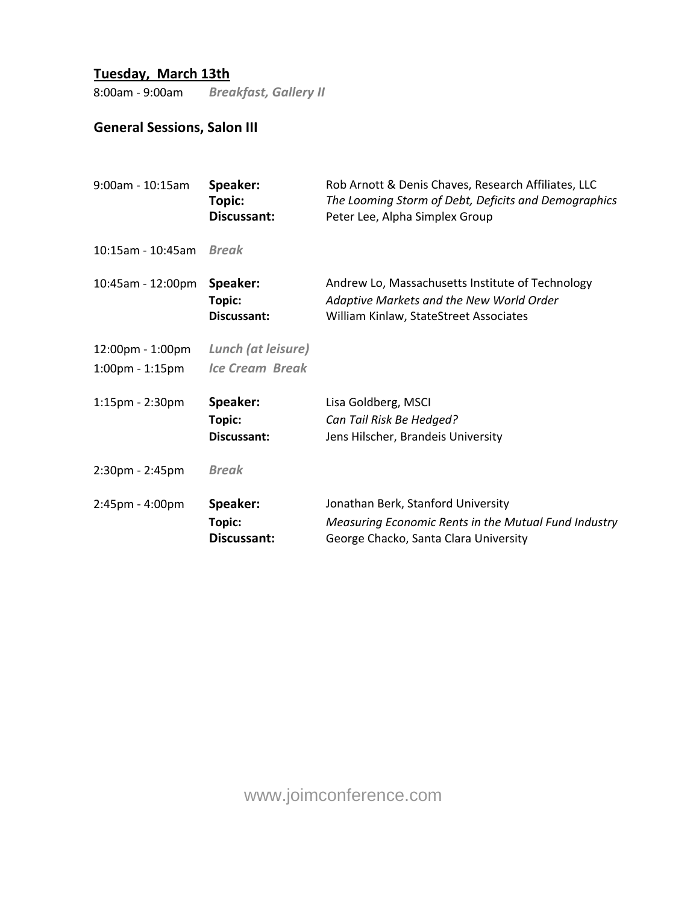**Tuesday, March 13th**

8:00am - 9:00am *Breakfast, Gallery II*

## General Sessions, Salon III

| | | |
|---|---|---|
| 9:00am - 10:15am | **Speaker:** | Rob Arnott & Denis Chaves, Research Affiliates, LLC |
| | **Topic:** | *The Looming Storm of Debt, Deficits and Demographics* |
| | **Discussant:** | Peter Lee, Alpha Simplex Group |
| 10:15am - 10:45am | *Break* | |
| 10:45am - 12:00pm | **Speaker:** | Andrew Lo, Massachusetts Institute of Technology |
| | **Topic:** | *Adaptive Markets and the New World Order* |
| | **Discussant:** | William Kinlaw, StateStreet Associates |
| 12:00pm - 1:00pm | *Lunch (at leisure)* | |
| 1:00pm - 1:15pm | *Ice Cream Break* | |
| 1:15pm - 2:30pm | **Speaker:** | Lisa Goldberg, MSCI |
| | **Topic:** | *Can Tail Risk Be Hedged?* |
| | **Discussant:** | Jens Hilscher, Brandeis University |
| 2:30pm - 2:45pm | *Break* | |
| 2:45pm - 4:00pm | **Speaker:** | Jonathan Berk, Stanford University |
| | **Topic:** | *Measuring Economic Rents in the Mutual Fund Industry* |
| | **Discussant:** | George Chacko, Santa Clara University |